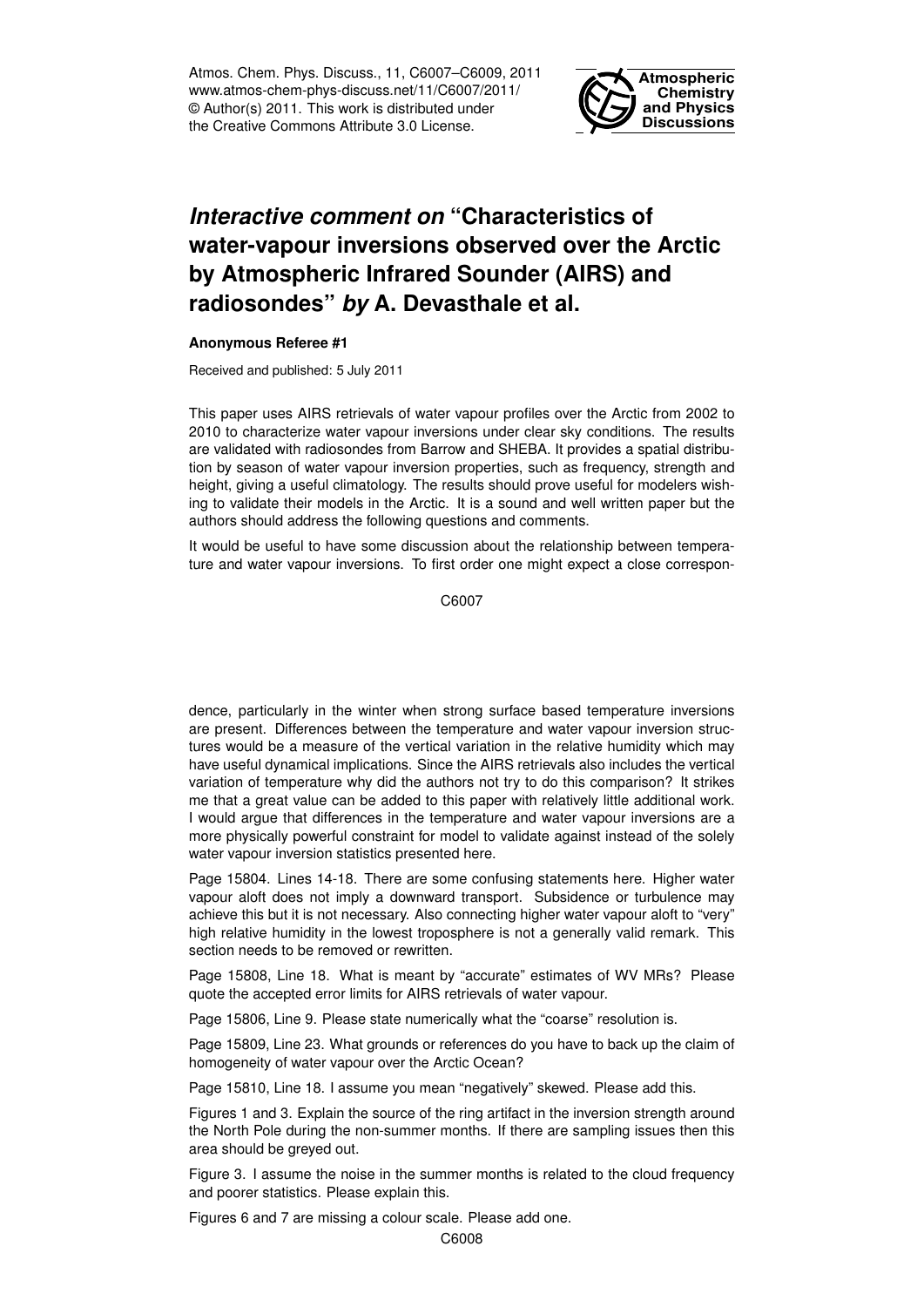# *Interactive comment on* "Characteristics of water-vapour inversions observed over the Arctic by Atmospheric Infrared Sounder (AIRS) and radiosondes" *by* A. Devasthale et al.

**Anonymous Referee #1**

Received and published: 5 July 2011

This paper uses AIRS retrievals of water vapour profiles over the Arctic from 2002 to 2010 to characterize water vapour inversions under clear sky conditions. The results are validated with radiosondes from Barrow and SHEBA. It provides a spatial distribution by season of water vapour inversion properties, such as frequency, strength and height, giving a useful climatology. The results should prove useful for modelers wishing to validate their models in the Arctic. It is a sound and well written paper but the authors should address the following questions and comments.

It would be useful to have some discussion about the relationship between temperature and water vapour inversions. To first order one might expect a close correspondence, particularly in the winter when strong surface based temperature inversions are present. Differences between the temperature and water vapour inversion structures would be a measure of the vertical variation in the relative humidity which may have useful dynamical implications. Since the AIRS retrievals also includes the vertical variation of temperature why did the authors not try to do this comparison? It strikes me that a great value can be added to this paper with relatively little additional work. I would argue that differences in the temperature and water vapour inversions are a more physically powerful constraint for model to validate against instead of the solely water vapour inversion statistics presented here.

Page 15804. Lines 14-18. There are some confusing statements here. Higher water vapour aloft does not imply a downward transport. Subsidence or turbulence may achieve this but it is not necessary. Also connecting higher water vapour aloft to "very" high relative humidity in the lowest troposphere is not a generally valid remark. This section needs to be removed or rewritten.

Page 15808, Line 18. What is meant by "accurate" estimates of WV MRs? Please quote the accepted error limits for AIRS retrievals of water vapour.

Page 15806, Line 9. Please state numerically what the "coarse" resolution is.

Page 15809, Line 23. What grounds or references do you have to back up the claim of homogeneity of water vapour over the Arctic Ocean?

Page 15810, Line 18. I assume you mean "negatively" skewed. Please add this.

Figures 1 and 3. Explain the source of the ring artifact in the inversion strength around the North Pole during the non-summer months. If there are sampling issues then this area should be greyed out.

Figure 3. I assume the noise in the summer months is related to the cloud frequency and poorer statistics. Please explain this.

Figures 6 and 7 are missing a colour scale. Please add one.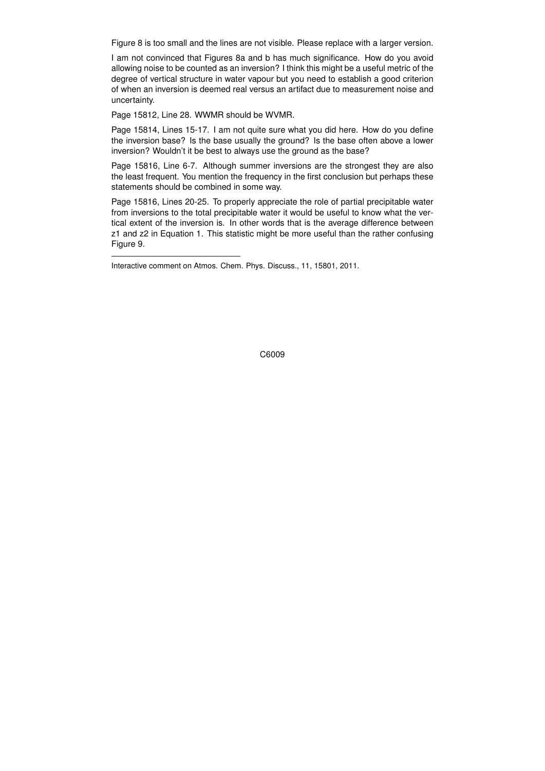Figure 8 is too small and the lines are not visible. Please replace with a larger version.

I am not convinced that Figures 8a and b has much significance. How do you avoid allowing noise to be counted as an inversion? I think this might be a useful metric of the degree of vertical structure in water vapour but you need to establish a good criterion of when an inversion is deemed real versus an artifact due to measurement noise and uncertainty.

Page 15812, Line 28. WWMR should be WVMR.

Page 15814, Lines 15-17. I am not quite sure what you did here. How do you define the inversion base? Is the base usually the ground? Is the base often above a lower inversion? Wouldn't it be best to always use the ground as the base?

Page 15816, Line 6-7. Although summer inversions are the strongest they are also the least frequent. You mention the frequency in the first conclusion but perhaps these statements should be combined in some way.

Page 15816, Lines 20-25. To properly appreciate the role of partial precipitable water from inversions to the total precipitable water it would be useful to know what the vertical extent of the inversion is. In other words that is the average difference between z1 and z2 in Equation 1. This statistic might be more useful than the rather confusing Figure 9.

---

Interactive comment on Atmos. Chem. Phys. Discuss., 11, 15801, 2011.